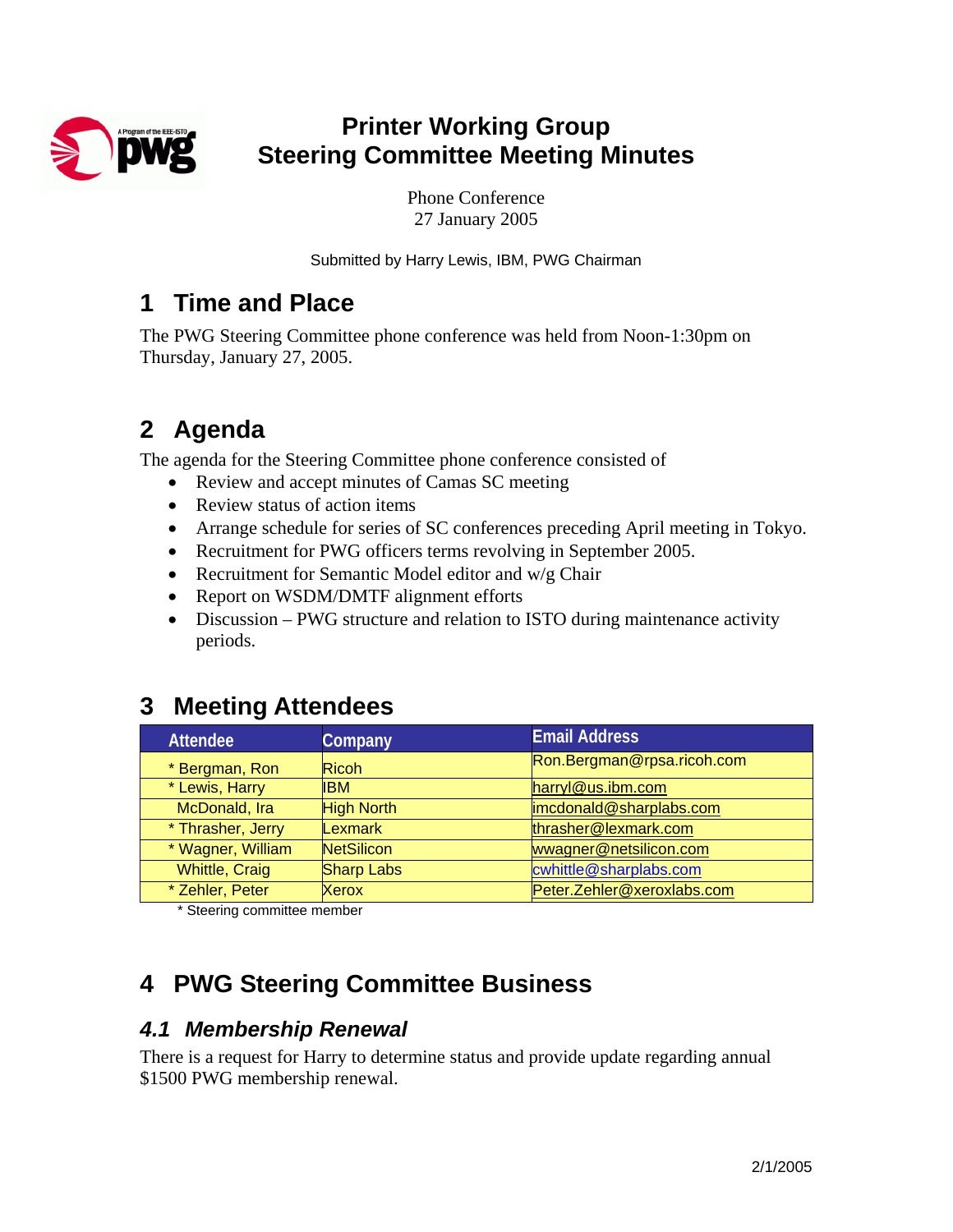# Printer Working Group
# Steering Committee Meeting Minutes

Phone Conference
27 January 2005

Submitted by Harry Lewis, IBM, PWG Chairman

## 1 Time and Place

The PWG Steering Committee phone conference was held from Noon-1:30pm on Thursday, January 27, 2005.

## 2 Agenda

The agenda for the Steering Committee phone conference consisted of

- Review and accept minutes of Camas SC meeting
- Review status of action items
- Arrange schedule for series of SC conferences preceding April meeting in Tokyo.
- Recruitment for PWG officers terms revolving in September 2005.
- Recruitment for Semantic Model editor and w/g Chair
- Report on WSDM/DMTF alignment efforts
- Discussion – PWG structure and relation to ISTO during maintenance activity periods.

## 3 Meeting Attendees

| Attendee | Company | Email Address |
|---|---|---|
| * Bergman, Ron | Ricoh | Ron.Bergman@rpsa.ricoh.com |
| * Lewis, Harry | IBM | harryl@us.ibm.com |
| McDonald, Ira | High North | imcdonald@sharplabs.com |
| * Thrasher, Jerry | Lexmark | thrasher@lexmark.com |
| * Wagner, William | NetSilicon | wwagner@netsilicon.com |
| Whittle, Craig | Sharp Labs | cwhittle@sharplabs.com |
| * Zehler, Peter | Xerox | Peter.Zehler@xeroxlabs.com |

* Steering committee member

## 4 PWG Steering Committee Business

### *4.1 Membership Renewal*

There is a request for Harry to determine status and provide update regarding annual $1500 PWG membership renewal.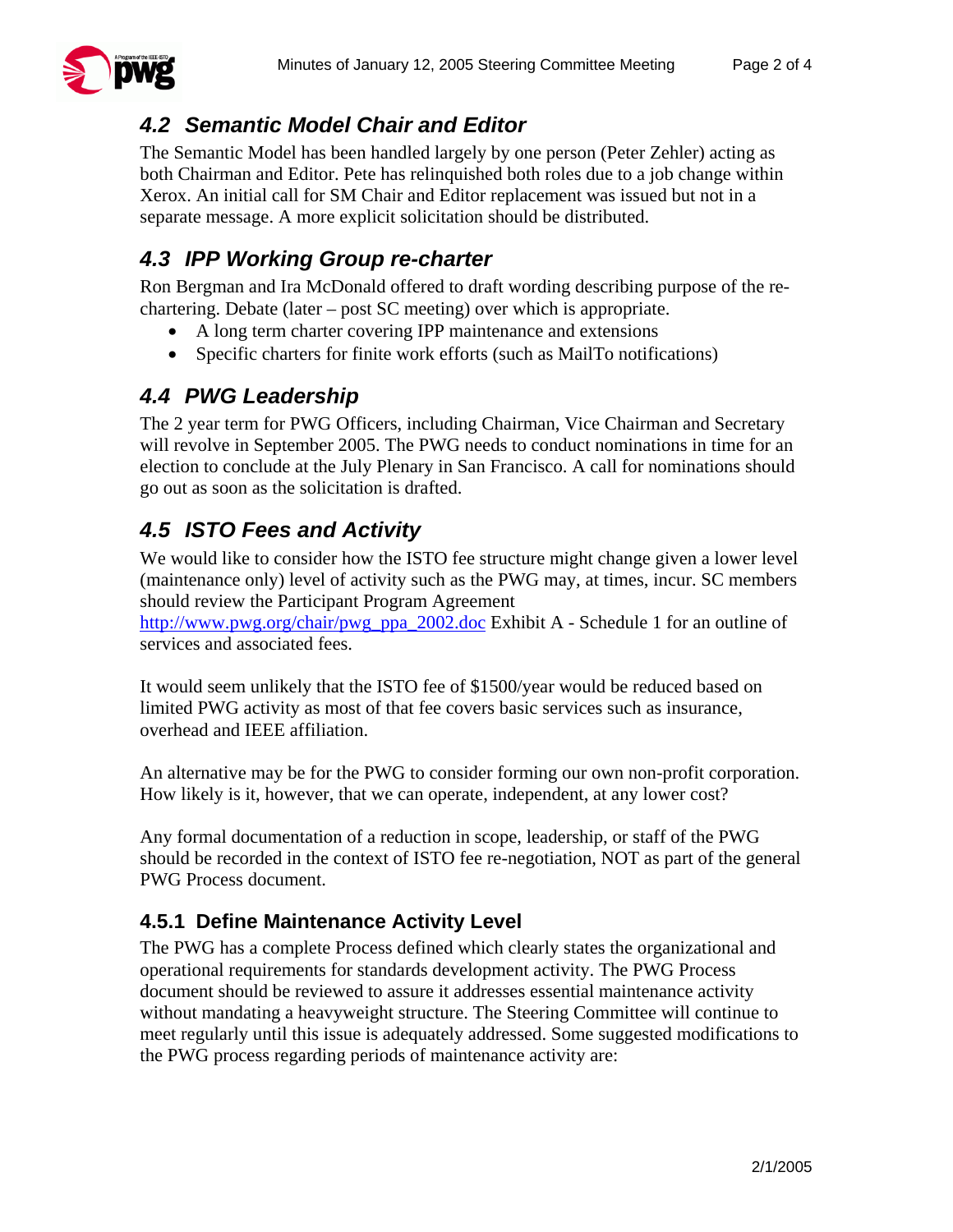## *4.2 Semantic Model Chair and Editor*

The Semantic Model has been handled largely by one person (Peter Zehler) acting as both Chairman and Editor. Pete has relinquished both roles due to a job change within Xerox. An initial call for SM Chair and Editor replacement was issued but not in a separate message. A more explicit solicitation should be distributed.

## *4.3 IPP Working Group re-charter*

Ron Bergman and Ira McDonald offered to draft wording describing purpose of the re-chartering. Debate (later – post SC meeting) over which is appropriate.

- A long term charter covering IPP maintenance and extensions
- Specific charters for finite work efforts (such as MailTo notifications)

## *4.4 PWG Leadership*

The 2 year term for PWG Officers, including Chairman, Vice Chairman and Secretary will revolve in September 2005. The PWG needs to conduct nominations in time for an election to conclude at the July Plenary in San Francisco. A call for nominations should go out as soon as the solicitation is drafted.

## *4.5 ISTO Fees and Activity*

We would like to consider how the ISTO fee structure might change given a lower level (maintenance only) level of activity such as the PWG may, at times, incur. SC members should review the Participant Program Agreement http://www.pwg.org/chair/pwg_ppa_2002.doc Exhibit A - Schedule 1 for an outline of services and associated fees.

It would seem unlikely that the ISTO fee of $1500/year would be reduced based on limited PWG activity as most of that fee covers basic services such as insurance, overhead and IEEE affiliation.

An alternative may be for the PWG to consider forming our own non-profit corporation. How likely is it, however, that we can operate, independent, at any lower cost?

Any formal documentation of a reduction in scope, leadership, or staff of the PWG should be recorded in the context of ISTO fee re-negotiation, NOT as part of the general PWG Process document.

### 4.5.1 Define Maintenance Activity Level

The PWG has a complete Process defined which clearly states the organizational and operational requirements for standards development activity. The PWG Process document should be reviewed to assure it addresses essential maintenance activity without mandating a heavyweight structure. The Steering Committee will continue to meet regularly until this issue is adequately addressed. Some suggested modifications to the PWG process regarding periods of maintenance activity are: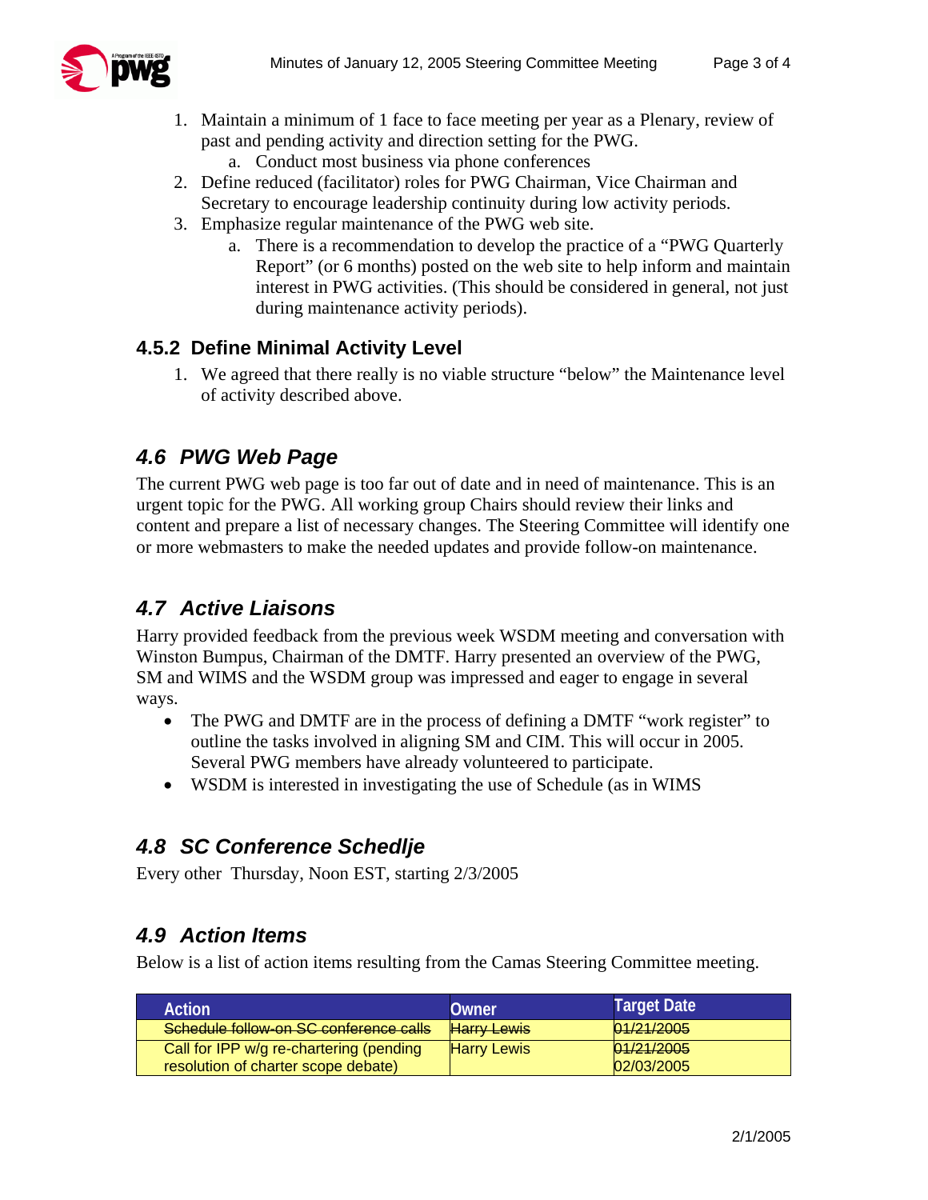1. Maintain a minimum of 1 face to face meeting per year as a Plenary, review of past and pending activity and direction setting for the PWG.
    a. Conduct most business via phone conferences
2. Define reduced (facilitator) roles for PWG Chairman, Vice Chairman and Secretary to encourage leadership continuity during low activity periods.
3. Emphasize regular maintenance of the PWG web site.
    a. There is a recommendation to develop the practice of a "PWG Quarterly Report" (or 6 months) posted on the web site to help inform and maintain interest in PWG activities. (This should be considered in general, not just during maintenance activity periods).

### 4.5.2 Define Minimal Activity Level

1. We agreed that there really is no viable structure "below" the Maintenance level of activity described above.

## *4.6 PWG Web Page*

The current PWG web page is too far out of date and in need of maintenance. This is an urgent topic for the PWG. All working group Chairs should review their links and content and prepare a list of necessary changes. The Steering Committee will identify one or more webmasters to make the needed updates and provide follow-on maintenance.

## *4.7 Active Liaisons*

Harry provided feedback from the previous week WSDM meeting and conversation with Winston Bumpus, Chairman of the DMTF. Harry presented an overview of the PWG, SM and WIMS and the WSDM group was impressed and eager to engage in several ways.

- The PWG and DMTF are in the process of defining a DMTF "work register" to outline the tasks involved in aligning SM and CIM. This will occur in 2005. Several PWG members have already volunteered to participate.
- WSDM is interested in investigating the use of Schedule (as in WIMS

## *4.8 SC Conference Schedlje*

Every other Thursday, Noon EST, starting 2/3/2005

## *4.9 Action Items*

Below is a list of action items resulting from the Camas Steering Committee meeting.

| Action | Owner | Target Date |
|---|---|---|
| ~~Schedule follow-on SC conference calls~~ | ~~Harry Lewis~~ | ~~01/21/2005~~ |
| Call for IPP w/g re-chartering (pending resolution of charter scope debate) | Harry Lewis | ~~01/21/2005~~<br>02/03/2005 |

2/1/2005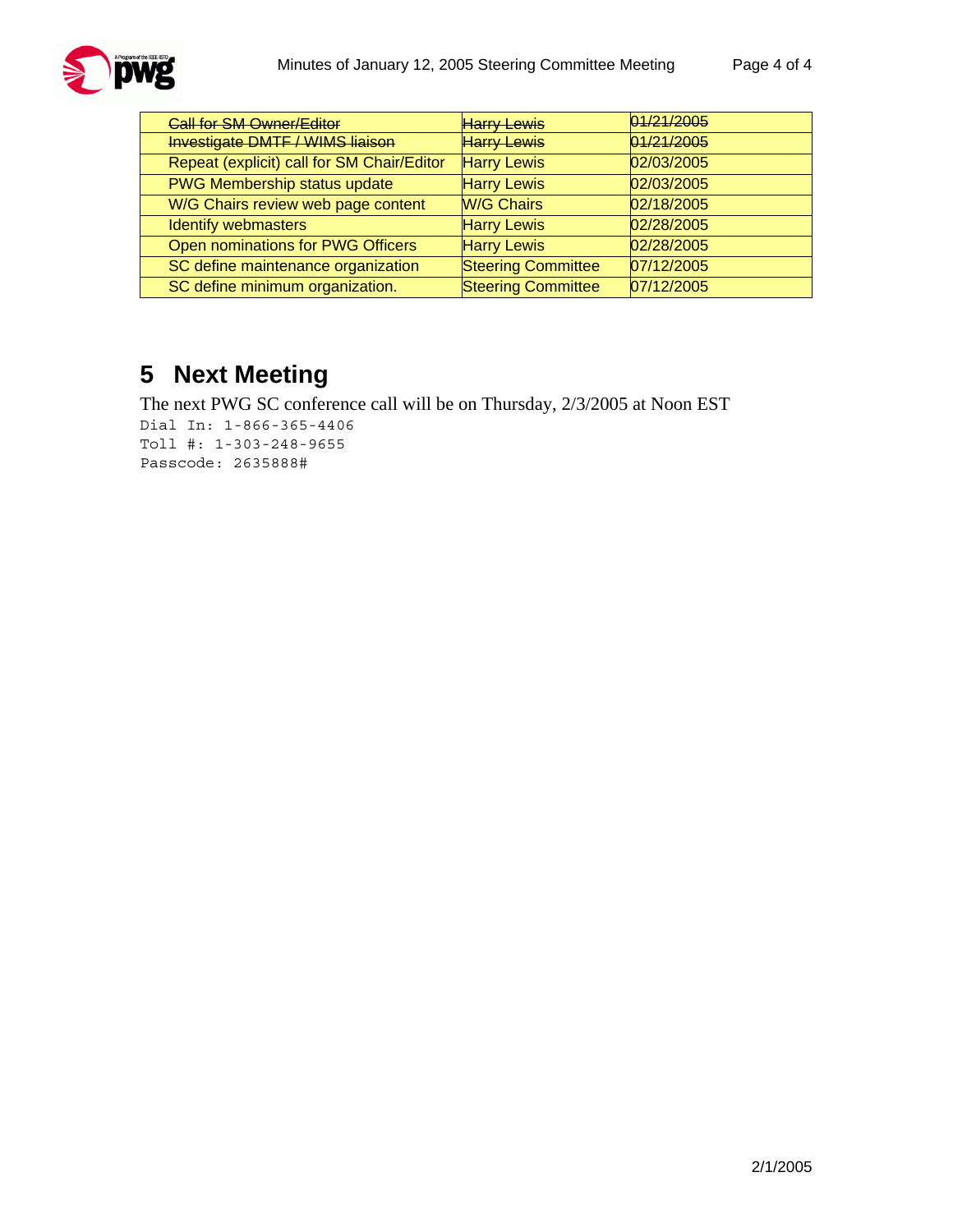| | | |
|---|---|---|
| ~~Call for SM Owner/Editor~~ | ~~Harry Lewis~~ | ~~01/21/2005~~ |
| ~~Investigate DMTF / WIMS liaison~~ | ~~Harry Lewis~~ | ~~01/21/2005~~ |
| Repeat (explicit) call for SM Chair/Editor | Harry Lewis | 02/03/2005 |
| PWG Membership status update | Harry Lewis | 02/03/2005 |
| W/G Chairs review web page content | W/G Chairs | 02/18/2005 |
| Identify webmasters | Harry Lewis | 02/28/2005 |
| Open nominations for PWG Officers | Harry Lewis | 02/28/2005 |
| SC define maintenance organization | Steering Committee | 07/12/2005 |
| SC define minimum organization. | Steering Committee | 07/12/2005 |

# 5 Next Meeting

The next PWG SC conference call will be on Thursday, 2/3/2005 at Noon EST

```
Dial In: 1-866-365-4406
Toll #: 1-303-248-9655
Passcode: 2635888#
```

2/1/2005